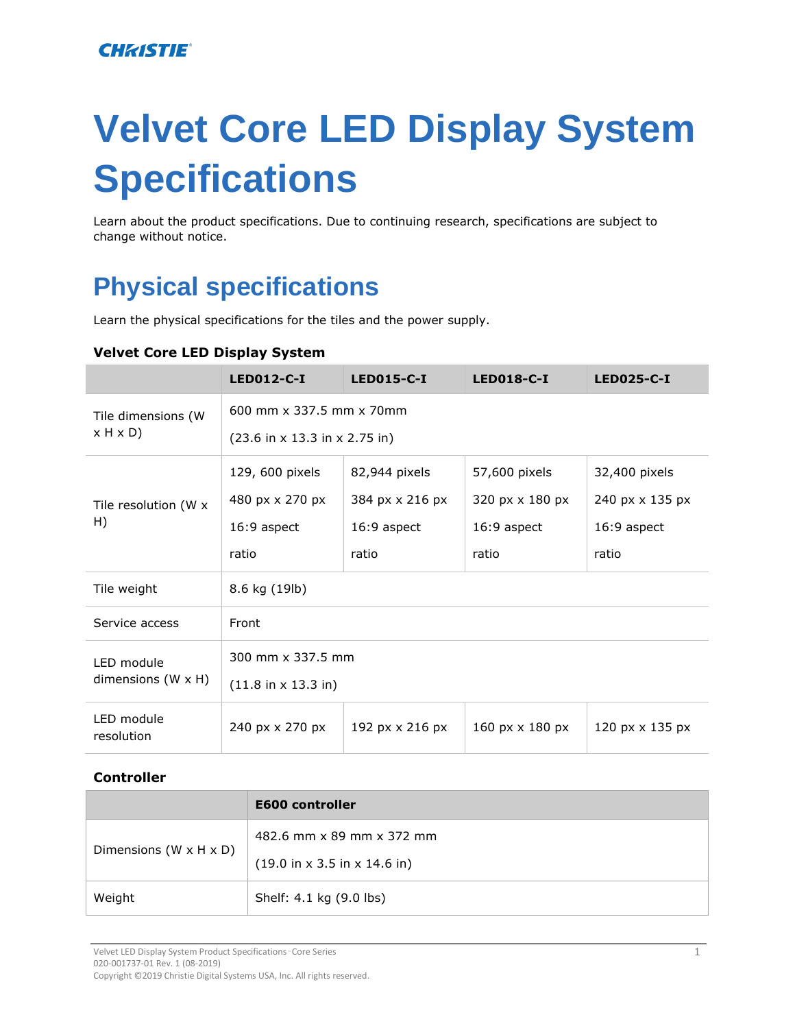# Velvet Core LED Display System Specifications

Learn about the product specifications. Due to continuing research, specifications are subject to change without notice.

## Physical specifications

Learn the physical specifications for the tiles and the power supply.

**Velvet Core LED Display System**

| | LED012-C-I | LED015-C-I | LED018-C-I | LED025-C-I |
|---|---|---|---|---|
| Tile dimensions (W x H x D) | 600 mm x 337.5 mm x 70mm<br>(23.6 in x 13.3 in x 2.75 in) | | | |
| Tile resolution (W x H) | 129, 600 pixels<br>480 px x 270 px<br>16:9 aspect ratio | 82,944 pixels<br>384 px x 216 px<br>16:9 aspect ratio | 57,600 pixels<br>320 px x 180 px<br>16:9 aspect ratio | 32,400 pixels<br>240 px x 135 px<br>16:9 aspect ratio |
| Tile weight | 8.6 kg (19lb) | | | |
| Service access | Front | | | |
| LED module dimensions (W x H) | 300 mm x 337.5 mm<br>(11.8 in x 13.3 in) | | | |
| LED module resolution | 240 px x 270 px | 192 px x 216 px | 160 px x 180 px | 120 px x 135 px |

**Controller**

| | E600 controller |
|---|---|
| Dimensions (W x H x D) | 482.6 mm x 89 mm x 372 mm<br>(19.0 in x 3.5 in x 14.6 in) |
| Weight | Shelf: 4.1 kg (9.0 lbs) |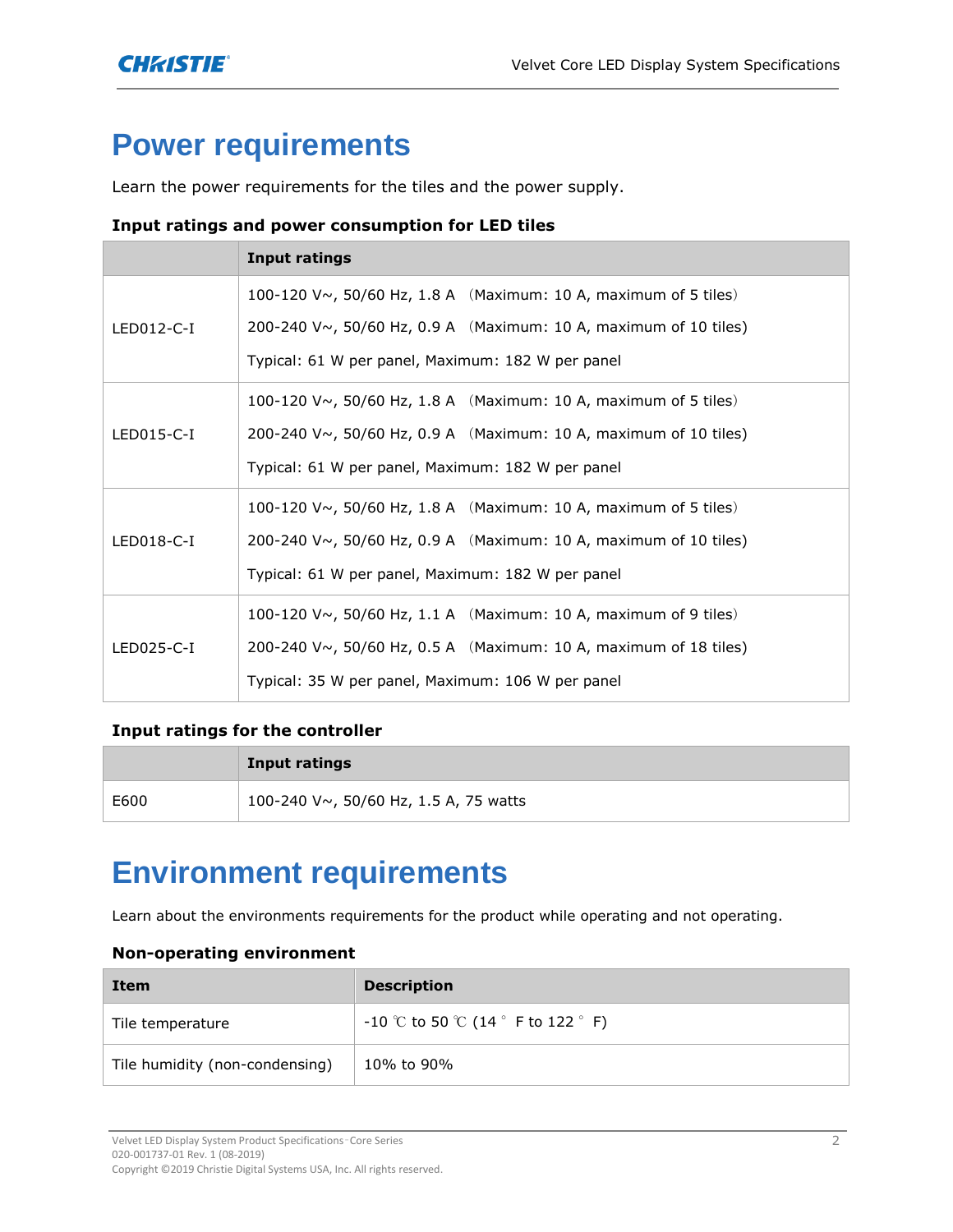# Power requirements

Learn the power requirements for the tiles and the power supply.

**Input ratings and power consumption for LED tiles**

| | Input ratings |
|---|---|
| LED012-C-I | 100-120 V~, 50/60 Hz, 1.8 A (Maximum: 10 A, maximum of 5 tiles)<br>200-240 V~, 50/60 Hz, 0.9 A (Maximum: 10 A, maximum of 10 tiles)<br>Typical: 61 W per panel, Maximum: 182 W per panel |
| LED015-C-I | 100-120 V~, 50/60 Hz, 1.8 A (Maximum: 10 A, maximum of 5 tiles)<br>200-240 V~, 50/60 Hz, 0.9 A (Maximum: 10 A, maximum of 10 tiles)<br>Typical: 61 W per panel, Maximum: 182 W per panel |
| LED018-C-I | 100-120 V~, 50/60 Hz, 1.8 A (Maximum: 10 A, maximum of 5 tiles)<br>200-240 V~, 50/60 Hz, 0.9 A (Maximum: 10 A, maximum of 10 tiles)<br>Typical: 61 W per panel, Maximum: 182 W per panel |
| LED025-C-I | 100-120 V~, 50/60 Hz, 1.1 A (Maximum: 10 A, maximum of 9 tiles)<br>200-240 V~, 50/60 Hz, 0.5 A (Maximum: 10 A, maximum of 18 tiles)<br>Typical: 35 W per panel, Maximum: 106 W per panel |

**Input ratings for the controller**

| | Input ratings |
|---|---|
| E600 | 100-240 V~, 50/60 Hz, 1.5 A, 75 watts |

# Environment requirements

Learn about the environments requirements for the product while operating and not operating.

**Non-operating environment**

| Item | Description |
|---|---|
| Tile temperature | -10 ℃ to 50 ℃ (14 ° F to 122 ° F) |
| Tile humidity (non-condensing) | 10% to 90% |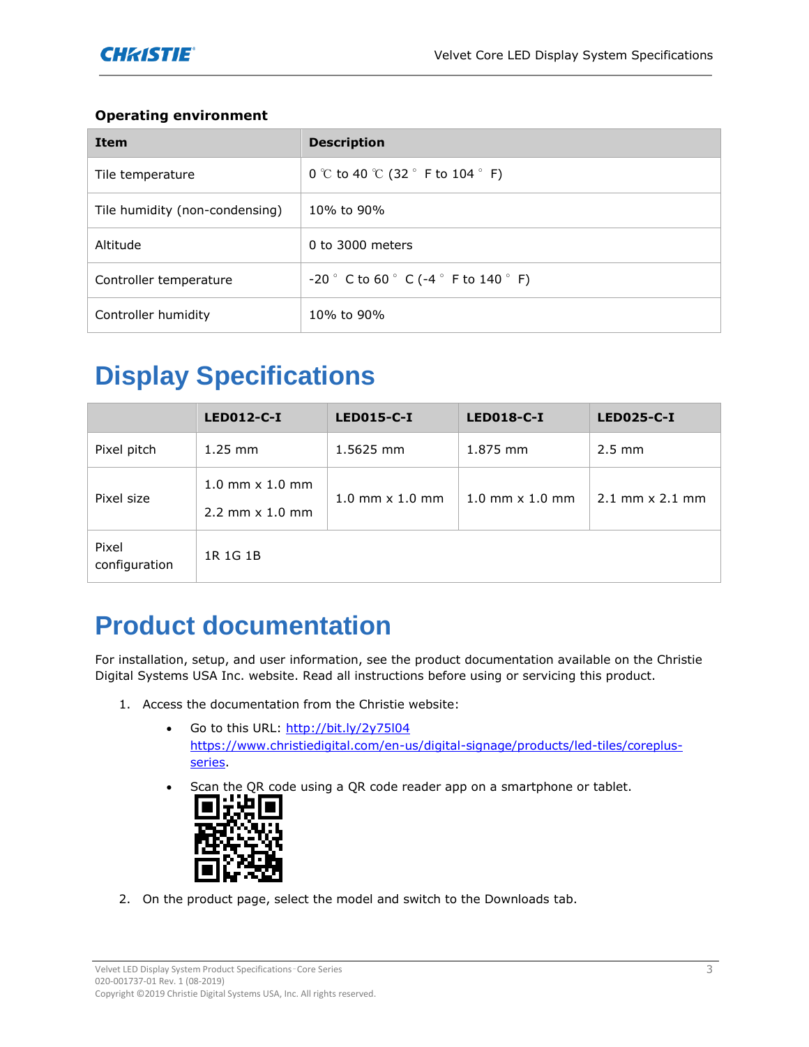### Operating environment

| Item | Description |
| --- | --- |
| Tile temperature | 0 ℃ to 40 ℃ (32 ° F to 104 ° F) |
| Tile humidity (non-condensing) | 10% to 90% |
| Altitude | 0 to 3000 meters |
| Controller temperature | -20 ° C to 60 ° C (-4 ° F to 140 ° F) |
| Controller humidity | 10% to 90% |

# Display Specifications

| | LED012-C-I | LED015-C-I | LED018-C-I | LED025-C-I |
| --- | --- | --- | --- | --- |
| Pixel pitch | 1.25 mm | 1.5625 mm | 1.875 mm | 2.5 mm |
| Pixel size | 1.0 mm x 1.0 mm<br>2.2 mm x 1.0 mm | 1.0 mm x 1.0 mm | 1.0 mm x 1.0 mm | 2.1 mm x 2.1 mm |
| Pixel configuration | 1R 1G 1B | | | |

# Product documentation

For installation, setup, and user information, see the product documentation available on the Christie Digital Systems USA Inc. website. Read all instructions before using or servicing this product.

1. Access the documentation from the Christie website:
   - Go to this URL: http://bit.ly/2y75l04 https://www.christiedigital.com/en-us/digital-signage/products/led-tiles/coreplus-series.
   - Scan the QR code using a QR code reader app on a smartphone or tablet.
2. On the product page, select the model and switch to the Downloads tab.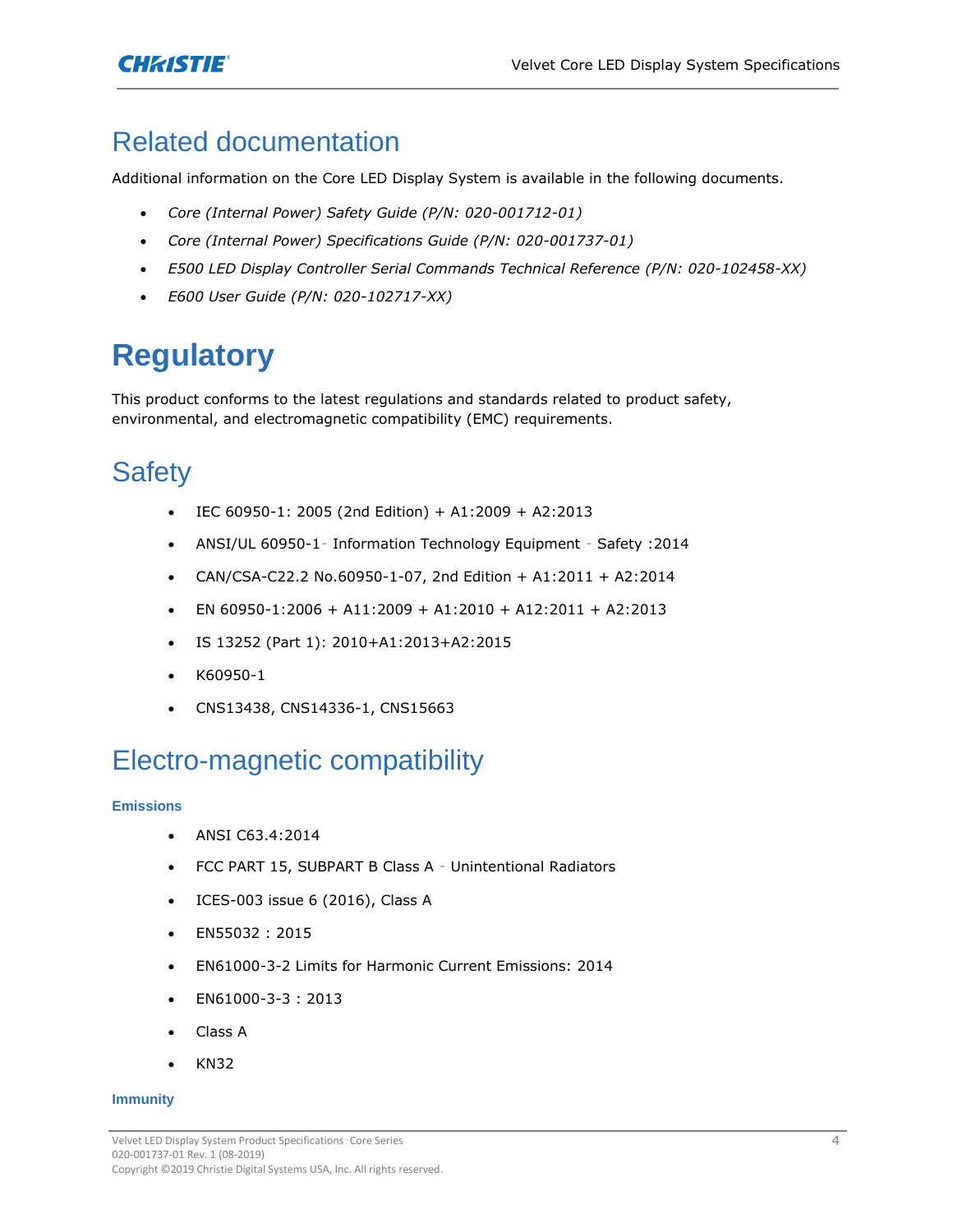## Related documentation

Additional information on the Core LED Display System is available in the following documents.

- *Core (Internal Power) Safety Guide (P/N: 020-001712-01)*
- *Core (Internal Power) Specifications Guide (P/N: 020-001737-01)*
- *E500 LED Display Controller Serial Commands Technical Reference (P/N: 020-102458-XX)*
- *E600 User Guide (P/N: 020-102717-XX)*

# Regulatory

This product conforms to the latest regulations and standards related to product safety, environmental, and electromagnetic compatibility (EMC) requirements.

## Safety

- IEC 60950-1: 2005 (2nd Edition) + A1:2009 + A2:2013
- ANSI/UL 60950-1- Information Technology Equipment - Safety :2014
- CAN/CSA-C22.2 No.60950-1-07, 2nd Edition + A1:2011 + A2:2014
- EN 60950-1:2006 + A11:2009 + A1:2010 + A12:2011 + A2:2013
- IS 13252 (Part 1): 2010+A1:2013+A2:2015
- K60950-1
- CNS13438, CNS14336-1, CNS15663

## Electro-magnetic compatibility

#### Emissions

- ANSI C63.4:2014
- FCC PART 15, SUBPART B Class A - Unintentional Radiators
- ICES-003 issue 6 (2016), Class A
- EN55032 : 2015
- EN61000-3-2 Limits for Harmonic Current Emissions: 2014
- EN61000-3-3 : 2013
- Class A
- KN32

#### Immunity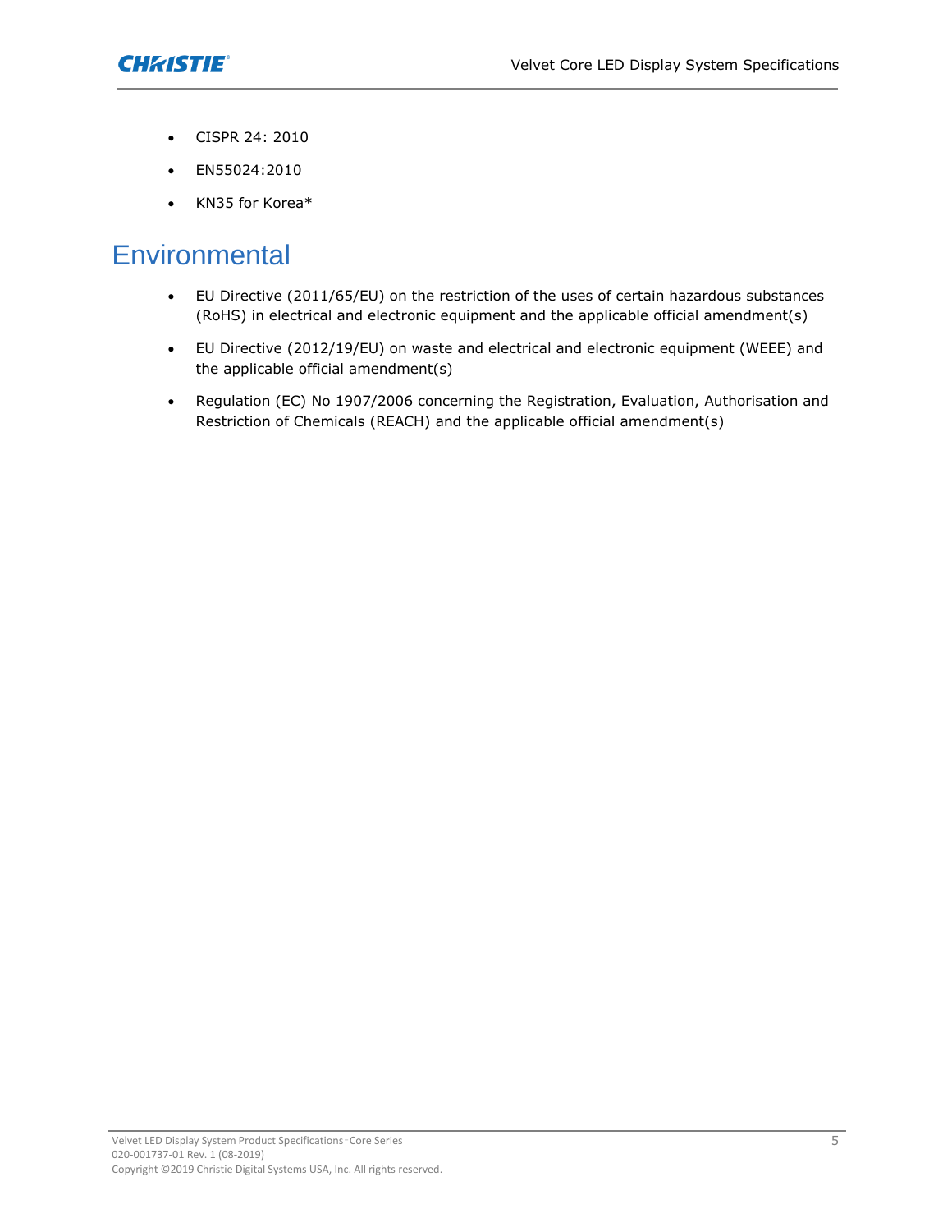- CISPR 24: 2010
- EN55024:2010
- KN35 for Korea*

# Environmental

- EU Directive (2011/65/EU) on the restriction of the uses of certain hazardous substances (RoHS) in electrical and electronic equipment and the applicable official amendment(s)
- EU Directive (2012/19/EU) on waste and electrical and electronic equipment (WEEE) and the applicable official amendment(s)
- Regulation (EC) No 1907/2006 concerning the Registration, Evaluation, Authorisation and Restriction of Chemicals (REACH) and the applicable official amendment(s)